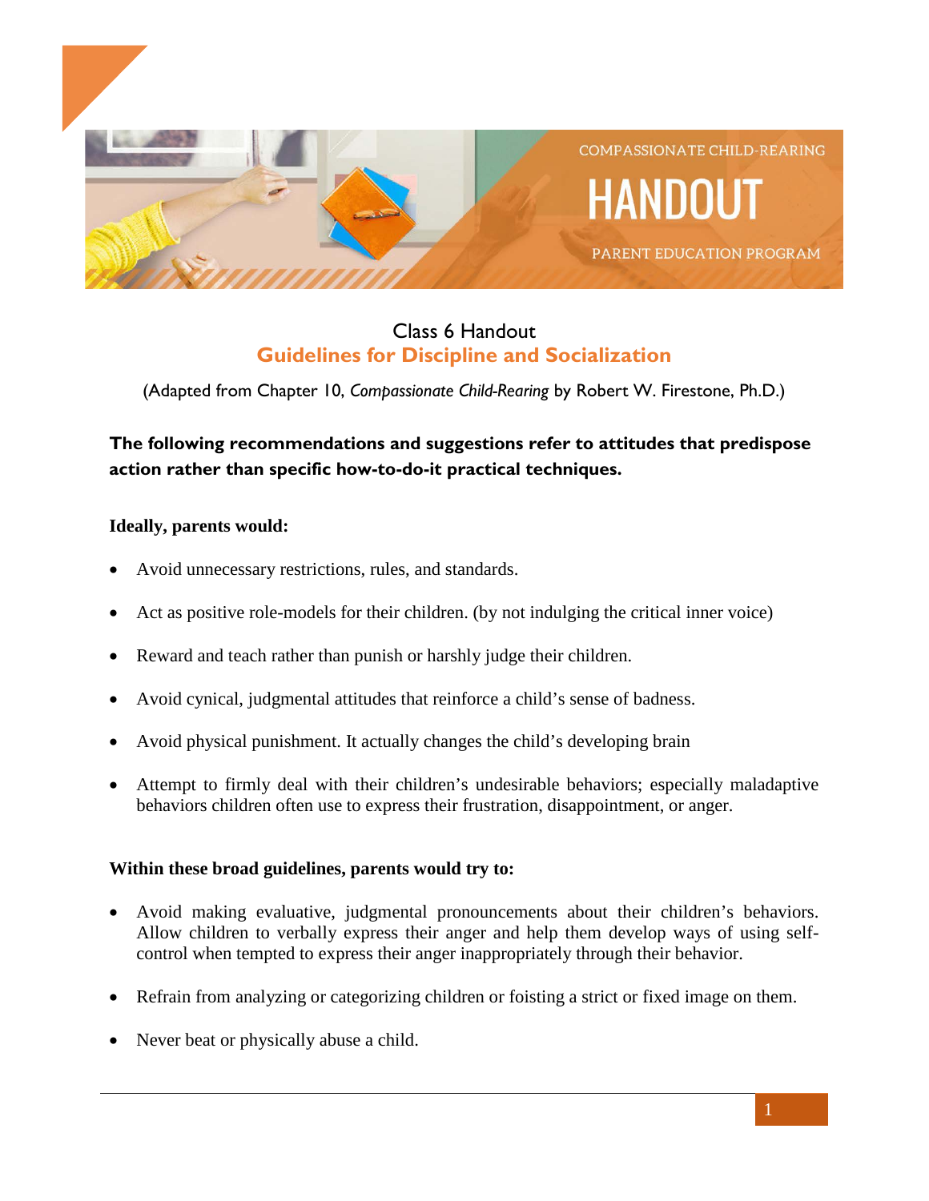COMPASSIONATE CHILD-REARING

# HANDOUT

PARENT EDUCATION PROGRAM

## Class 6 Handout
## Guidelines for Discipline and Socialization

(Adapted from Chapter 10, *Compassionate Child-Rearing* by Robert W. Firestone, Ph.D.)

**The following recommendations and suggestions refer to attitudes that predispose action rather than specific how-to-do-it practical techniques.**

**Ideally, parents would:**

- Avoid unnecessary restrictions, rules, and standards.
- Act as positive role-models for their children. (by not indulging the critical inner voice)
- Reward and teach rather than punish or harshly judge their children.
- Avoid cynical, judgmental attitudes that reinforce a child's sense of badness.
- Avoid physical punishment. It actually changes the child's developing brain
- Attempt to firmly deal with their children's undesirable behaviors; especially maladaptive behaviors children often use to express their frustration, disappointment, or anger.

**Within these broad guidelines, parents would try to:**

- Avoid making evaluative, judgmental pronouncements about their children's behaviors. Allow children to verbally express their anger and help them develop ways of using self-control when tempted to express their anger inappropriately through their behavior.
- Refrain from analyzing or categorizing children or foisting a strict or fixed image on them.
- Never beat or physically abuse a child.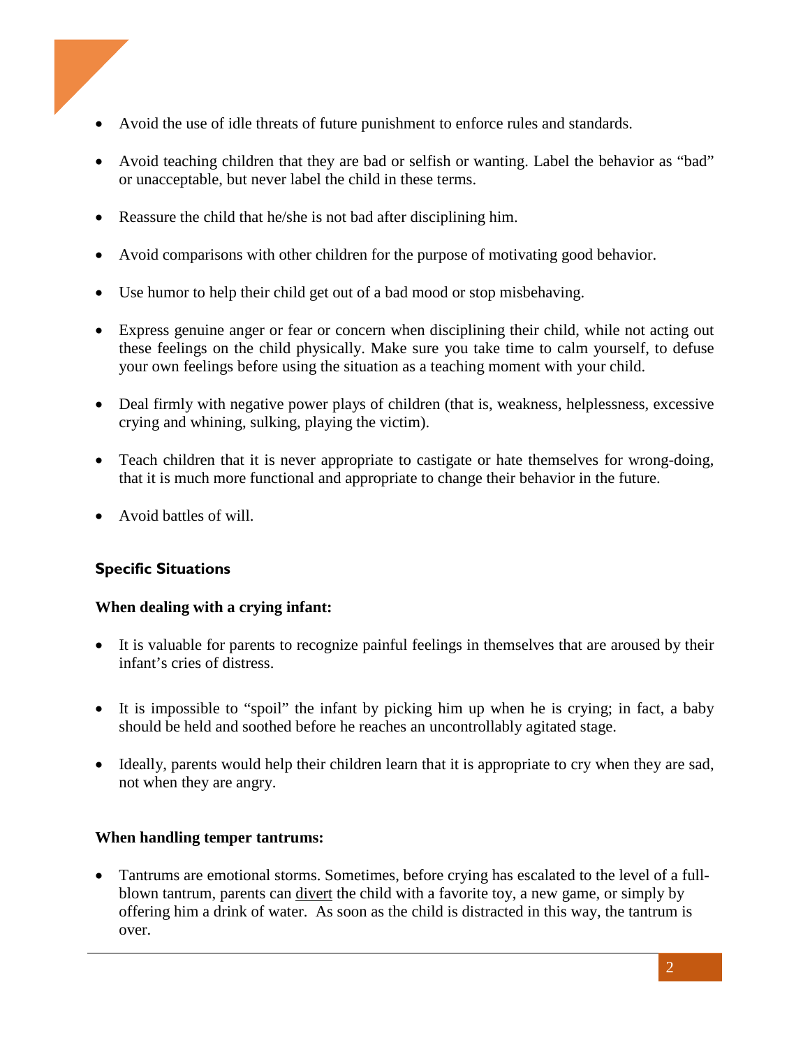- Avoid the use of idle threats of future punishment to enforce rules and standards.

- Avoid teaching children that they are bad or selfish or wanting. Label the behavior as "bad" or unacceptable, but never label the child in these terms.

- Reassure the child that he/she is not bad after disciplining him.

- Avoid comparisons with other children for the purpose of motivating good behavior.

- Use humor to help their child get out of a bad mood or stop misbehaving.

- Express genuine anger or fear or concern when disciplining their child, while not acting out these feelings on the child physically. Make sure you take time to calm yourself, to defuse your own feelings before using the situation as a teaching moment with your child.

- Deal firmly with negative power plays of children (that is, weakness, helplessness, excessive crying and whining, sulking, playing the victim).

- Teach children that it is never appropriate to castigate or hate themselves for wrong-doing, that it is much more functional and appropriate to change their behavior in the future.

- Avoid battles of will.

## Specific Situations

**When dealing with a crying infant:**

- It is valuable for parents to recognize painful feelings in themselves that are aroused by their infant's cries of distress.

- It is impossible to "spoil" the infant by picking him up when he is crying; in fact, a baby should be held and soothed before he reaches an uncontrollably agitated stage.

- Ideally, parents would help their children learn that it is appropriate to cry when they are sad, not when they are angry.

**When handling temper tantrums:**

- Tantrums are emotional storms. Sometimes, before crying has escalated to the level of a full-blown tantrum, parents can divert the child with a favorite toy, a new game, or simply by offering him a drink of water. As soon as the child is distracted in this way, the tantrum is over.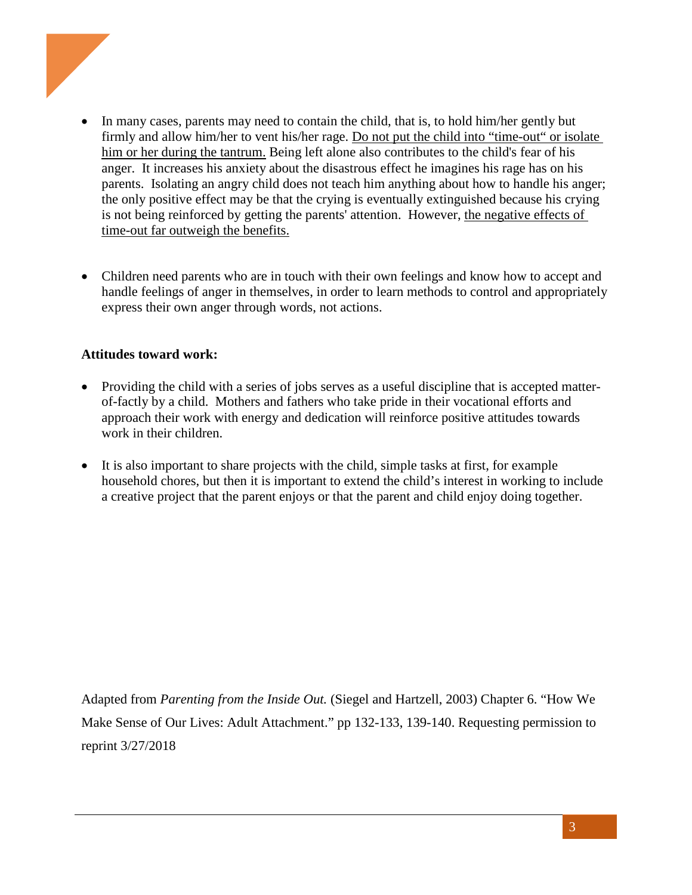- In many cases, parents may need to contain the child, that is, to hold him/her gently but firmly and allow him/her to vent his/her rage. <u>Do not put the child into "time-out" or isolate him or her during the tantrum.</u> Being left alone also contributes to the child's fear of his anger. It increases his anxiety about the disastrous effect he imagines his rage has on his parents. Isolating an angry child does not teach him anything about how to handle his anger; the only positive effect may be that the crying is eventually extinguished because his crying is not being reinforced by getting the parents' attention. However, <u>the negative effects of time-out far outweigh the benefits.</u>

- Children need parents who are in touch with their own feelings and know how to accept and handle feelings of anger in themselves, in order to learn methods to control and appropriately express their own anger through words, not actions.

**Attitudes toward work:**

- Providing the child with a series of jobs serves as a useful discipline that is accepted matter-of-factly by a child. Mothers and fathers who take pride in their vocational efforts and approach their work with energy and dedication will reinforce positive attitudes towards work in their children.

- It is also important to share projects with the child, simple tasks at first, for example household chores, but then it is important to extend the child's interest in working to include a creative project that the parent enjoys or that the parent and child enjoy doing together.

Adapted from *Parenting from the Inside Out.* (Siegel and Hartzell, 2003) Chapter 6. "How We Make Sense of Our Lives: Adult Attachment." pp 132-133, 139-140. Requesting permission to reprint 3/27/2018